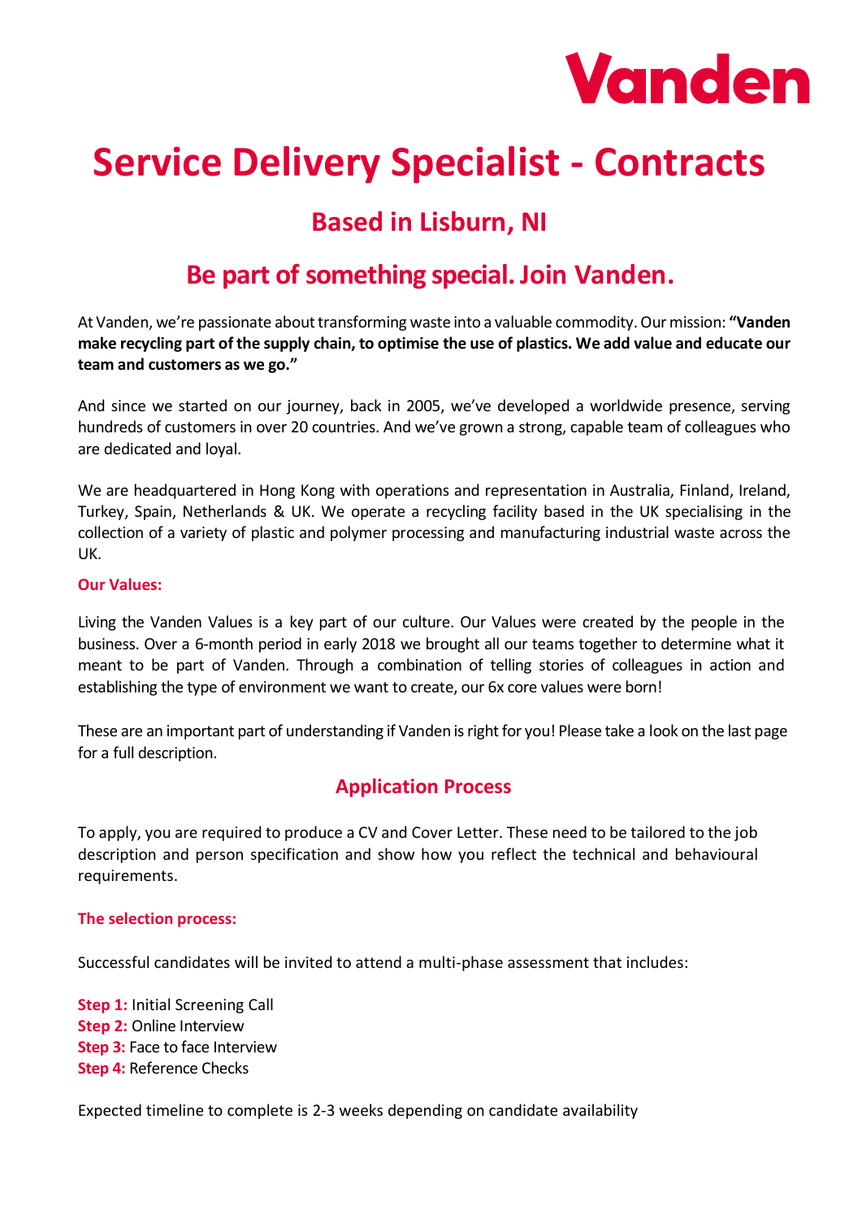Vanden

# Service Delivery Specialist - Contracts

## Based in Lisburn, NI

## Be part of something special. Join Vanden.

At Vanden, we're passionate about transforming waste into a valuable commodity. Our mission: **"Vanden make recycling part of the supply chain, to optimise the use of plastics. We add value and educate our team and customers as we go."**

And since we started on our journey, back in 2005, we've developed a worldwide presence, serving hundreds of customers in over 20 countries. And we've grown a strong, capable team of colleagues who are dedicated and loyal.

We are headquartered in Hong Kong with operations and representation in Australia, Finland, Ireland, Turkey, Spain, Netherlands & UK. We operate a recycling facility based in the UK specialising in the collection of a variety of plastic and polymer processing and manufacturing industrial waste across the UK.

**Our Values:**

Living the Vanden Values is a key part of our culture. Our Values were created by the people in the business. Over a 6-month period in early 2018 we brought all our teams together to determine what it meant to be part of Vanden. Through a combination of telling stories of colleagues in action and establishing the type of environment we want to create, our 6x core values were born!

These are an important part of understanding if Vanden is right for you! Please take a look on the last page for a full description.

### Application Process

To apply, you are required to produce a CV and Cover Letter. These need to be tailored to the job description and person specification and show how you reflect the technical and behavioural requirements.

**The selection process:**

Successful candidates will be invited to attend a multi-phase assessment that includes:

**Step 1:** Initial Screening Call
**Step 2:** Online Interview
**Step 3:** Face to face Interview
**Step 4:** Reference Checks

Expected timeline to complete is 2-3 weeks depending on candidate availability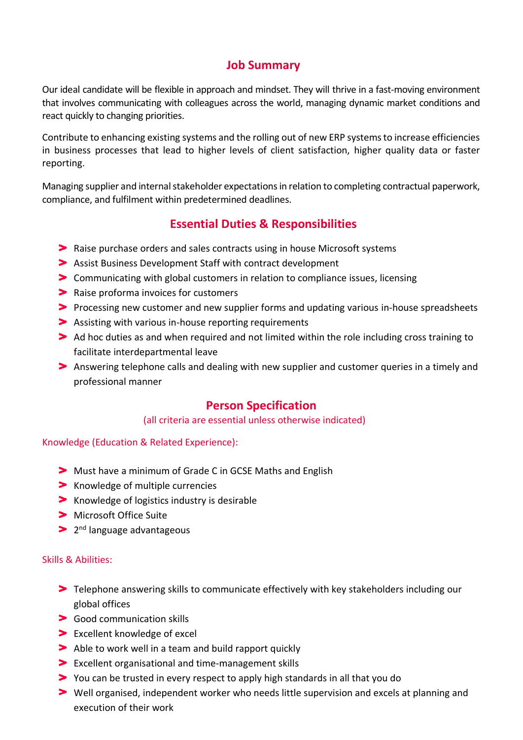## Job Summary

Our ideal candidate will be flexible in approach and mindset. They will thrive in a fast-moving environment that involves communicating with colleagues across the world, managing dynamic market conditions and react quickly to changing priorities.

Contribute to enhancing existing systems and the rolling out of new ERP systems to increase efficiencies in business processes that lead to higher levels of client satisfaction, higher quality data or faster reporting.

Managing supplier and internal stakeholder expectations in relation to completing contractual paperwork, compliance, and fulfilment within predetermined deadlines.

## Essential Duties & Responsibilities

- Raise purchase orders and sales contracts using in house Microsoft systems
- Assist Business Development Staff with contract development
- Communicating with global customers in relation to compliance issues, licensing
- Raise proforma invoices for customers
- Processing new customer and new supplier forms and updating various in-house spreadsheets
- Assisting with various in-house reporting requirements
- Ad hoc duties as and when required and not limited within the role including cross training to facilitate interdepartmental leave
- Answering telephone calls and dealing with new supplier and customer queries in a timely and professional manner

## Person Specification

(all criteria are essential unless otherwise indicated)

### Knowledge (Education & Related Experience):

- Must have a minimum of Grade C in GCSE Maths and English
- Knowledge of multiple currencies
- Knowledge of logistics industry is desirable
- Microsoft Office Suite
- 2nd language advantageous

### Skills & Abilities:

- Telephone answering skills to communicate effectively with key stakeholders including our global offices
- Good communication skills
- Excellent knowledge of excel
- Able to work well in a team and build rapport quickly
- Excellent organisational and time-management skills
- You can be trusted in every respect to apply high standards in all that you do
- Well organised, independent worker who needs little supervision and excels at planning and execution of their work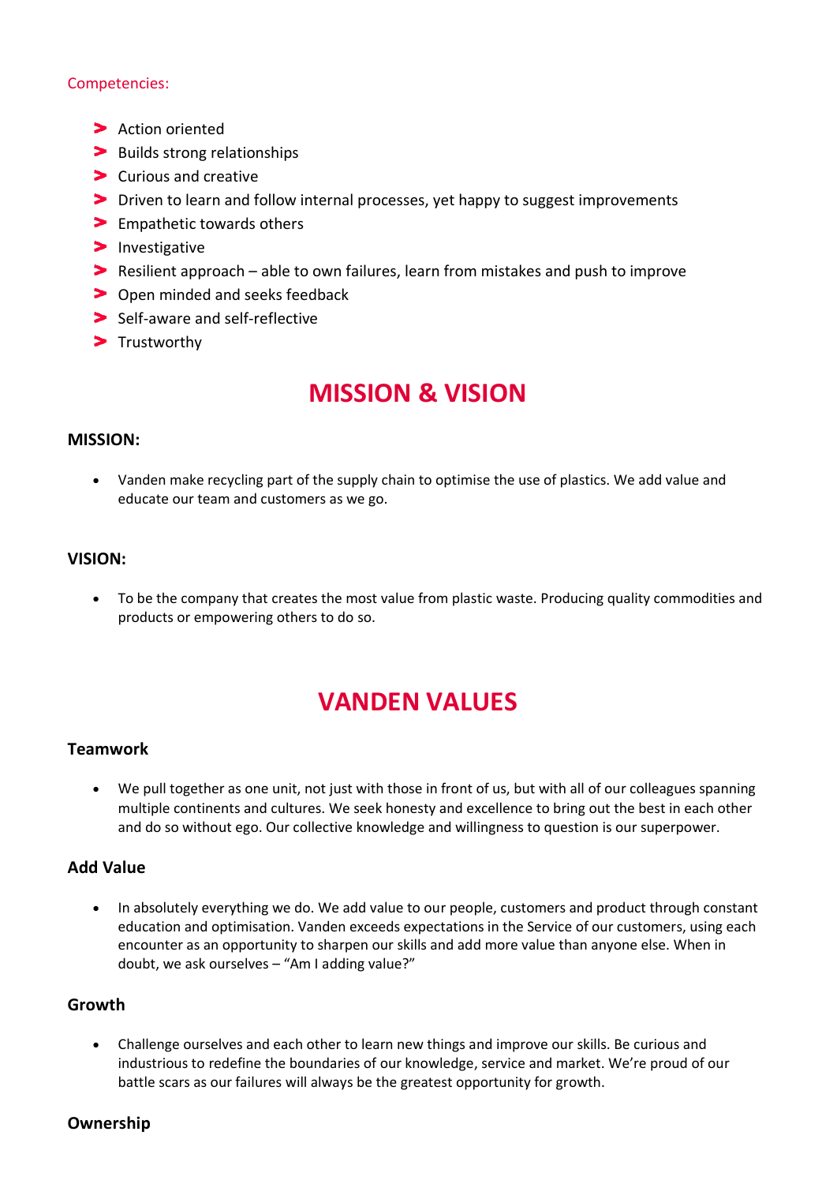Competencies:

- Action oriented
- Builds strong relationships
- Curious and creative
- Driven to learn and follow internal processes, yet happy to suggest improvements
- Empathetic towards others
- Investigative
- Resilient approach – able to own failures, learn from mistakes and push to improve
- Open minded and seeks feedback
- Self-aware and self-reflective
- Trustworthy

# MISSION & VISION

### MISSION:

- Vanden make recycling part of the supply chain to optimise the use of plastics. We add value and educate our team and customers as we go.

### VISION:

- To be the company that creates the most value from plastic waste. Producing quality commodities and products or empowering others to do so.

# VANDEN VALUES

### Teamwork

- We pull together as one unit, not just with those in front of us, but with all of our colleagues spanning multiple continents and cultures. We seek honesty and excellence to bring out the best in each other and do so without ego. Our collective knowledge and willingness to question is our superpower.

### Add Value

- In absolutely everything we do. We add value to our people, customers and product through constant education and optimisation. Vanden exceeds expectations in the Service of our customers, using each encounter as an opportunity to sharpen our skills and add more value than anyone else. When in doubt, we ask ourselves – "Am I adding value?"

### Growth

- Challenge ourselves and each other to learn new things and improve our skills. Be curious and industrious to redefine the boundaries of our knowledge, service and market. We're proud of our battle scars as our failures will always be the greatest opportunity for growth.

### Ownership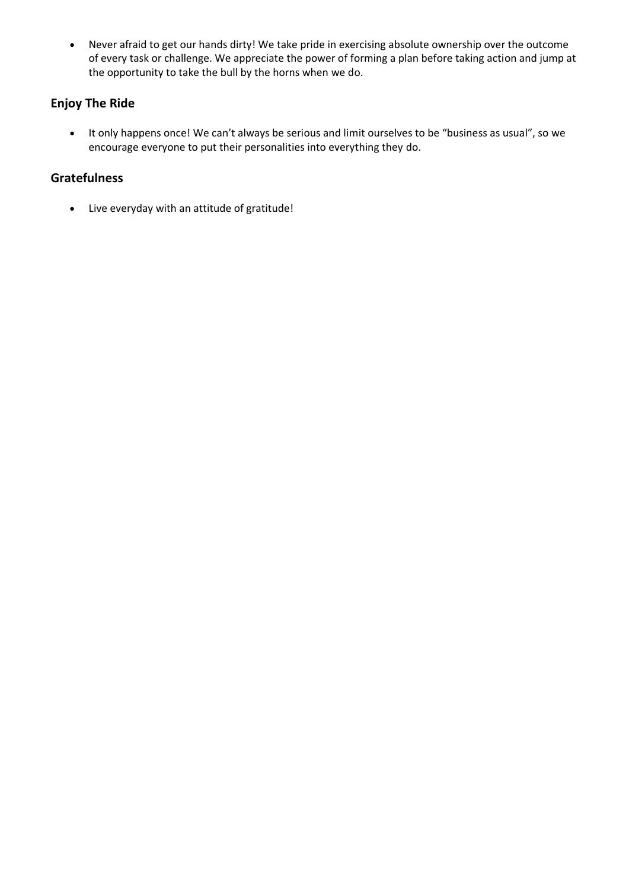- Never afraid to get our hands dirty! We take pride in exercising absolute ownership over the outcome of every task or challenge. We appreciate the power of forming a plan before taking action and jump at the opportunity to take the bull by the horns when we do.

## Enjoy The Ride

- It only happens once! We can't always be serious and limit ourselves to be "business as usual", so we encourage everyone to put their personalities into everything they do.

## Gratefulness

- Live everyday with an attitude of gratitude!